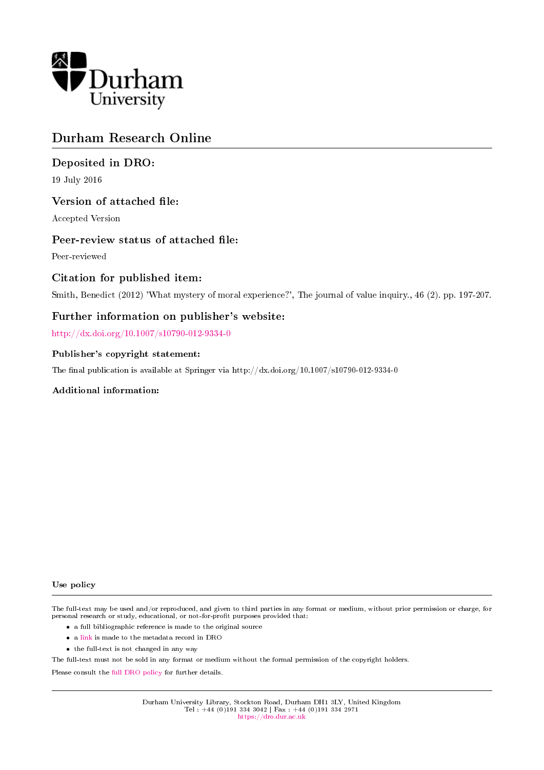Durham University

# Durham Research Online

## Deposited in DRO:

19 July 2016

## Version of attached file:

Accepted Version

## Peer-review status of attached file:

Peer-reviewed

## Citation for published item:

Smith, Benedict (2012) 'What mystery of moral experience?', The journal of value inquiry., 46 (2). pp. 197-207.

## Further information on publisher's website:

http://dx.doi.org/10.1007/s10790-012-9334-0

### Publisher's copyright statement:

The final publication is available at Springer via http://dx.doi.org/10.1007/s10790-012-9334-0

### Additional information:

### Use policy

The full-text may be used and/or reproduced, and given to third parties in any format or medium, without prior permission or charge, for personal research or study, educational, or not-for-profit purposes provided that:

- a full bibliographic reference is made to the original source
- a link is made to the metadata record in DRO
- the full-text is not changed in any way

The full-text must not be sold in any format or medium without the formal permission of the copyright holders.

Please consult the full DRO policy for further details.

Durham University Library, Stockton Road, Durham DH1 3LY, United Kingdom
Tel : +44 (0)191 334 3042 | Fax : +44 (0)191 334 2971
https://dro.dur.ac.uk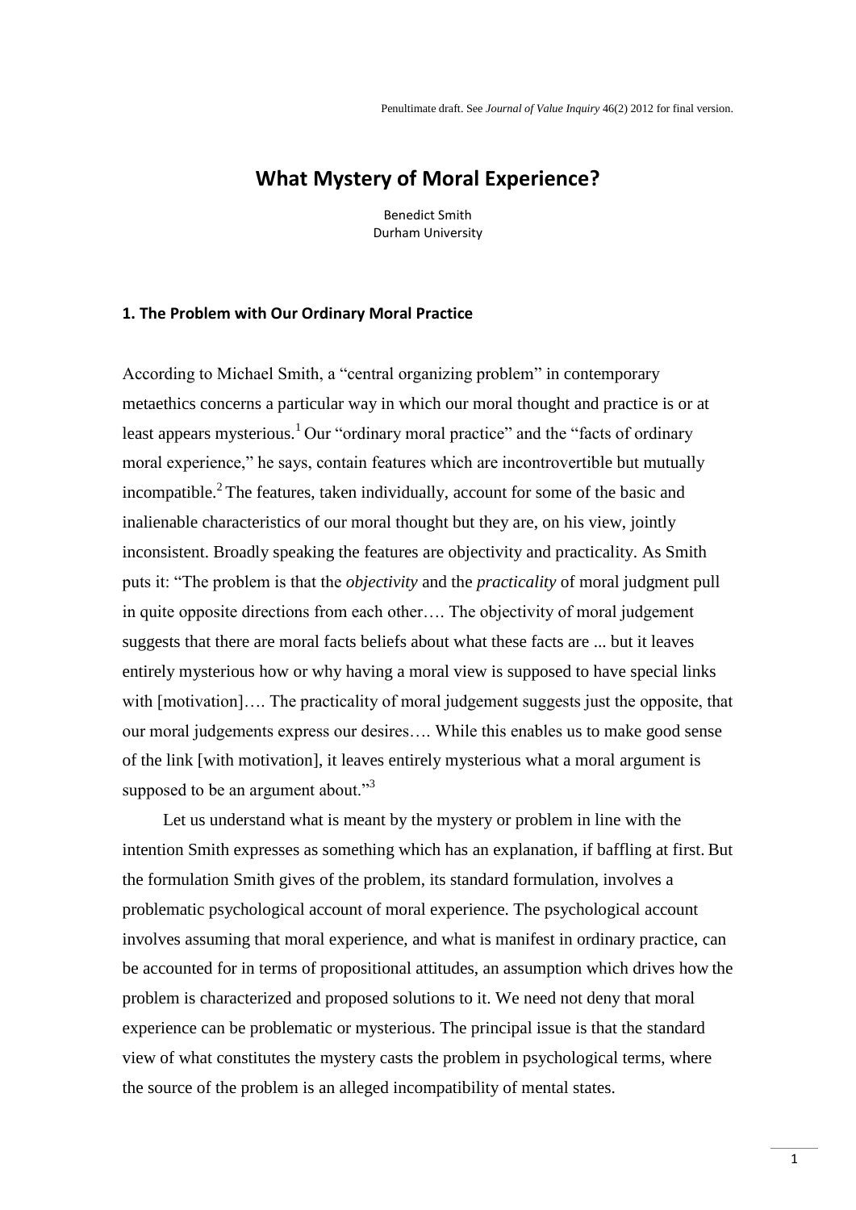Penultimate draft. See *Journal of Value Inquiry* 46(2) 2012 for final version.

# What Mystery of Moral Experience?

Benedict Smith
Durham University

## 1. The Problem with Our Ordinary Moral Practice

According to Michael Smith, a "central organizing problem" in contemporary metaethics concerns a particular way in which our moral thought and practice is or at least appears mysterious.[1] Our "ordinary moral practice" and the "facts of ordinary moral experience," he says, contain features which are incontrovertible but mutually incompatible.[2] The features, taken individually, account for some of the basic and inalienable characteristics of our moral thought but they are, on his view, jointly inconsistent. Broadly speaking the features are objectivity and practicality. As Smith puts it: "The problem is that the *objectivity* and the *practicality* of moral judgment pull in quite opposite directions from each other…. The objectivity of moral judgement suggests that there are moral facts beliefs about what these facts are ... but it leaves entirely mysterious how or why having a moral view is supposed to have special links with [motivation]…. The practicality of moral judgement suggests just the opposite, that our moral judgements express our desires…. While this enables us to make good sense of the link [with motivation], it leaves entirely mysterious what a moral argument is supposed to be an argument about."[3]

Let us understand what is meant by the mystery or problem in line with the intention Smith expresses as something which has an explanation, if baffling at first. But the formulation Smith gives of the problem, its standard formulation, involves a problematic psychological account of moral experience. The psychological account involves assuming that moral experience, and what is manifest in ordinary practice, can be accounted for in terms of propositional attitudes, an assumption which drives how the problem is characterized and proposed solutions to it. We need not deny that moral experience can be problematic or mysterious. The principal issue is that the standard view of what constitutes the mystery casts the problem in psychological terms, where the source of the problem is an alleged incompatibility of mental states.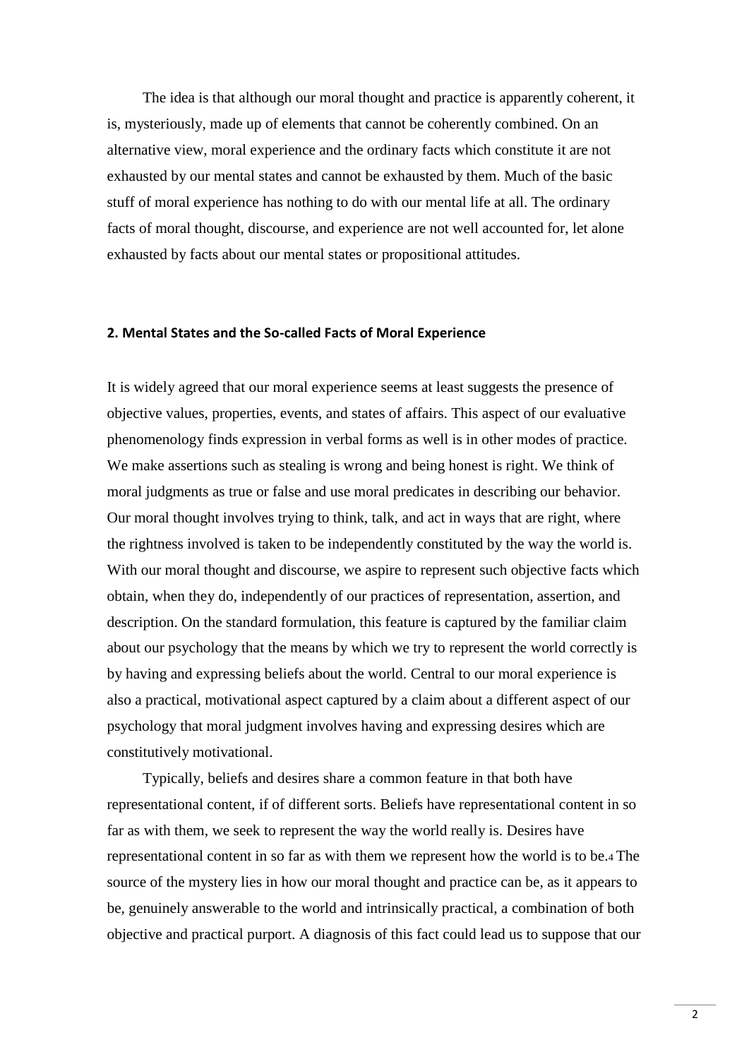The idea is that although our moral thought and practice is apparently coherent, it is, mysteriously, made up of elements that cannot be coherently combined. On an alternative view, moral experience and the ordinary facts which constitute it are not exhausted by our mental states and cannot be exhausted by them. Much of the basic stuff of moral experience has nothing to do with our mental life at all. The ordinary facts of moral thought, discourse, and experience are not well accounted for, let alone exhausted by facts about our mental states or propositional attitudes.

## 2. Mental States and the So-called Facts of Moral Experience

It is widely agreed that our moral experience seems at least suggests the presence of objective values, properties, events, and states of affairs. This aspect of our evaluative phenomenology finds expression in verbal forms as well is in other modes of practice. We make assertions such as stealing is wrong and being honest is right. We think of moral judgments as true or false and use moral predicates in describing our behavior. Our moral thought involves trying to think, talk, and act in ways that are right, where the rightness involved is taken to be independently constituted by the way the world is. With our moral thought and discourse, we aspire to represent such objective facts which obtain, when they do, independently of our practices of representation, assertion, and description. On the standard formulation, this feature is captured by the familiar claim about our psychology that the means by which we try to represent the world correctly is by having and expressing beliefs about the world. Central to our moral experience is also a practical, motivational aspect captured by a claim about a different aspect of our psychology that moral judgment involves having and expressing desires which are constitutively motivational.

Typically, beliefs and desires share a common feature in that both have representational content, if of different sorts. Beliefs have representational content in so far as with them, we seek to represent the way the world really is. Desires have representational content in so far as with them we represent how the world is to be.[4] The source of the mystery lies in how our moral thought and practice can be, as it appears to be, genuinely answerable to the world and intrinsically practical, a combination of both objective and practical purport. A diagnosis of this fact could lead us to suppose that our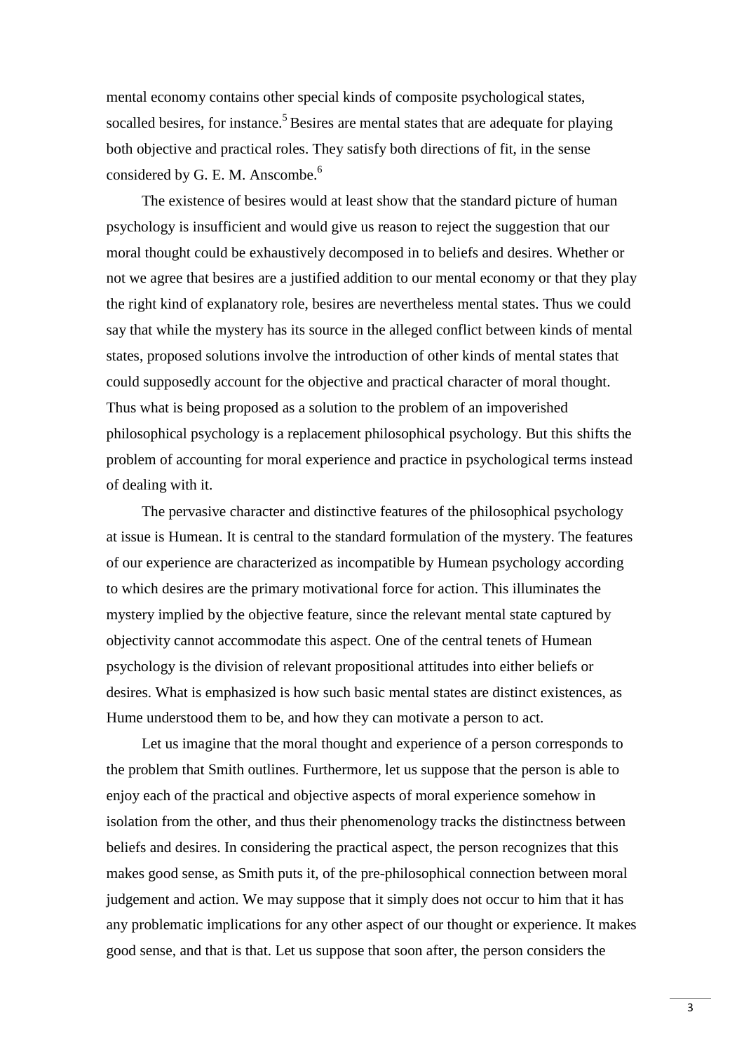mental economy contains other special kinds of composite psychological states, socalled besires, for instance.[5] Besires are mental states that are adequate for playing both objective and practical roles. They satisfy both directions of fit, in the sense considered by G. E. M. Anscombe.[6]

The existence of besires would at least show that the standard picture of human psychology is insufficient and would give us reason to reject the suggestion that our moral thought could be exhaustively decomposed in to beliefs and desires. Whether or not we agree that besires are a justified addition to our mental economy or that they play the right kind of explanatory role, besires are nevertheless mental states. Thus we could say that while the mystery has its source in the alleged conflict between kinds of mental states, proposed solutions involve the introduction of other kinds of mental states that could supposedly account for the objective and practical character of moral thought. Thus what is being proposed as a solution to the problem of an impoverished philosophical psychology is a replacement philosophical psychology. But this shifts the problem of accounting for moral experience and practice in psychological terms instead of dealing with it.

The pervasive character and distinctive features of the philosophical psychology at issue is Humean. It is central to the standard formulation of the mystery. The features of our experience are characterized as incompatible by Humean psychology according to which desires are the primary motivational force for action. This illuminates the mystery implied by the objective feature, since the relevant mental state captured by objectivity cannot accommodate this aspect. One of the central tenets of Humean psychology is the division of relevant propositional attitudes into either beliefs or desires. What is emphasized is how such basic mental states are distinct existences, as Hume understood them to be, and how they can motivate a person to act.

Let us imagine that the moral thought and experience of a person corresponds to the problem that Smith outlines. Furthermore, let us suppose that the person is able to enjoy each of the practical and objective aspects of moral experience somehow in isolation from the other, and thus their phenomenology tracks the distinctness between beliefs and desires. In considering the practical aspect, the person recognizes that this makes good sense, as Smith puts it, of the pre-philosophical connection between moral judgement and action. We may suppose that it simply does not occur to him that it has any problematic implications for any other aspect of our thought or experience. It makes good sense, and that is that. Let us suppose that soon after, the person considers the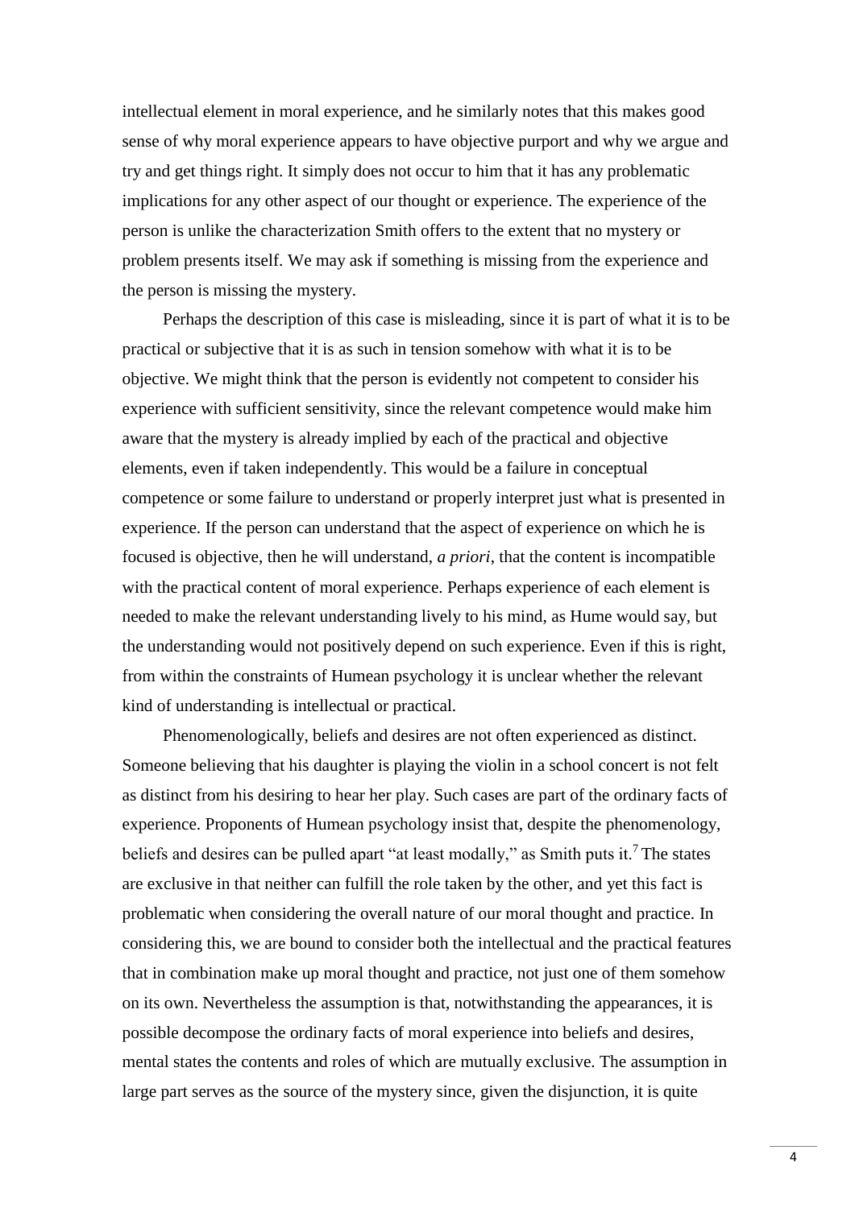intellectual element in moral experience, and he similarly notes that this makes good sense of why moral experience appears to have objective purport and why we argue and try and get things right. It simply does not occur to him that it has any problematic implications for any other aspect of our thought or experience. The experience of the person is unlike the characterization Smith offers to the extent that no mystery or problem presents itself. We may ask if something is missing from the experience and the person is missing the mystery.

Perhaps the description of this case is misleading, since it is part of what it is to be practical or subjective that it is as such in tension somehow with what it is to be objective. We might think that the person is evidently not competent to consider his experience with sufficient sensitivity, since the relevant competence would make him aware that the mystery is already implied by each of the practical and objective elements, even if taken independently. This would be a failure in conceptual competence or some failure to understand or properly interpret just what is presented in experience. If the person can understand that the aspect of experience on which he is focused is objective, then he will understand, *a priori*, that the content is incompatible with the practical content of moral experience. Perhaps experience of each element is needed to make the relevant understanding lively to his mind, as Hume would say, but the understanding would not positively depend on such experience. Even if this is right, from within the constraints of Humean psychology it is unclear whether the relevant kind of understanding is intellectual or practical.

Phenomenologically, beliefs and desires are not often experienced as distinct. Someone believing that his daughter is playing the violin in a school concert is not felt as distinct from his desiring to hear her play. Such cases are part of the ordinary facts of experience. Proponents of Humean psychology insist that, despite the phenomenology, beliefs and desires can be pulled apart "at least modally," as Smith puts it.[7] The states are exclusive in that neither can fulfill the role taken by the other, and yet this fact is problematic when considering the overall nature of our moral thought and practice. In considering this, we are bound to consider both the intellectual and the practical features that in combination make up moral thought and practice, not just one of them somehow on its own. Nevertheless the assumption is that, notwithstanding the appearances, it is possible decompose the ordinary facts of moral experience into beliefs and desires, mental states the contents and roles of which are mutually exclusive. The assumption in large part serves as the source of the mystery since, given the disjunction, it is quite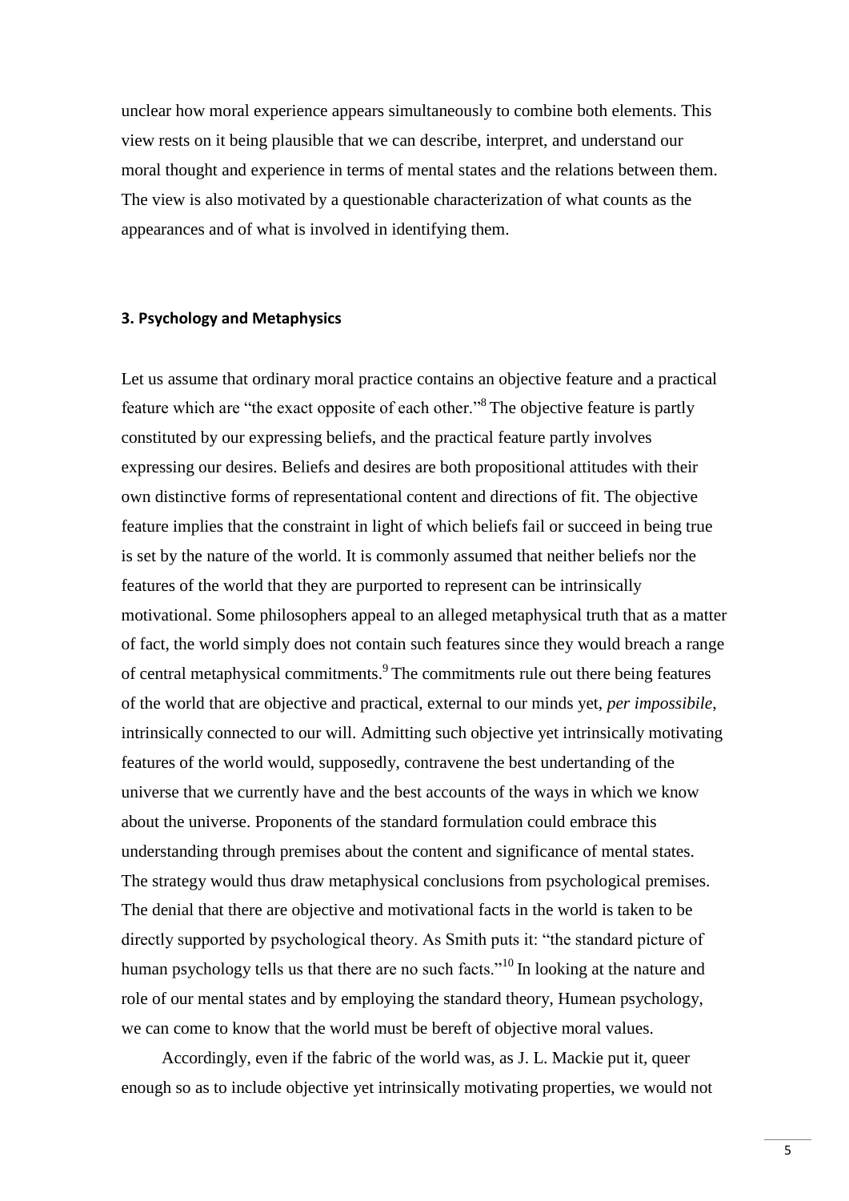unclear how moral experience appears simultaneously to combine both elements. This view rests on it being plausible that we can describe, interpret, and understand our moral thought and experience in terms of mental states and the relations between them. The view is also motivated by a questionable characterization of what counts as the appearances and of what is involved in identifying them.

### 3. Psychology and Metaphysics

Let us assume that ordinary moral practice contains an objective feature and a practical feature which are "the exact opposite of each other."[8] The objective feature is partly constituted by our expressing beliefs, and the practical feature partly involves expressing our desires. Beliefs and desires are both propositional attitudes with their own distinctive forms of representational content and directions of fit. The objective feature implies that the constraint in light of which beliefs fail or succeed in being true is set by the nature of the world. It is commonly assumed that neither beliefs nor the features of the world that they are purported to represent can be intrinsically motivational. Some philosophers appeal to an alleged metaphysical truth that as a matter of fact, the world simply does not contain such features since they would breach a range of central metaphysical commitments.[9] The commitments rule out there being features of the world that are objective and practical, external to our minds yet, *per impossibile*, intrinsically connected to our will. Admitting such objective yet intrinsically motivating features of the world would, supposedly, contravene the best undertanding of the universe that we currently have and the best accounts of the ways in which we know about the universe. Proponents of the standard formulation could embrace this understanding through premises about the content and significance of mental states. The strategy would thus draw metaphysical conclusions from psychological premises. The denial that there are objective and motivational facts in the world is taken to be directly supported by psychological theory. As Smith puts it: "the standard picture of human psychology tells us that there are no such facts."[10] In looking at the nature and role of our mental states and by employing the standard theory, Humean psychology, we can come to know that the world must be bereft of objective moral values.

Accordingly, even if the fabric of the world was, as J. L. Mackie put it, queer enough so as to include objective yet intrinsically motivating properties, we would not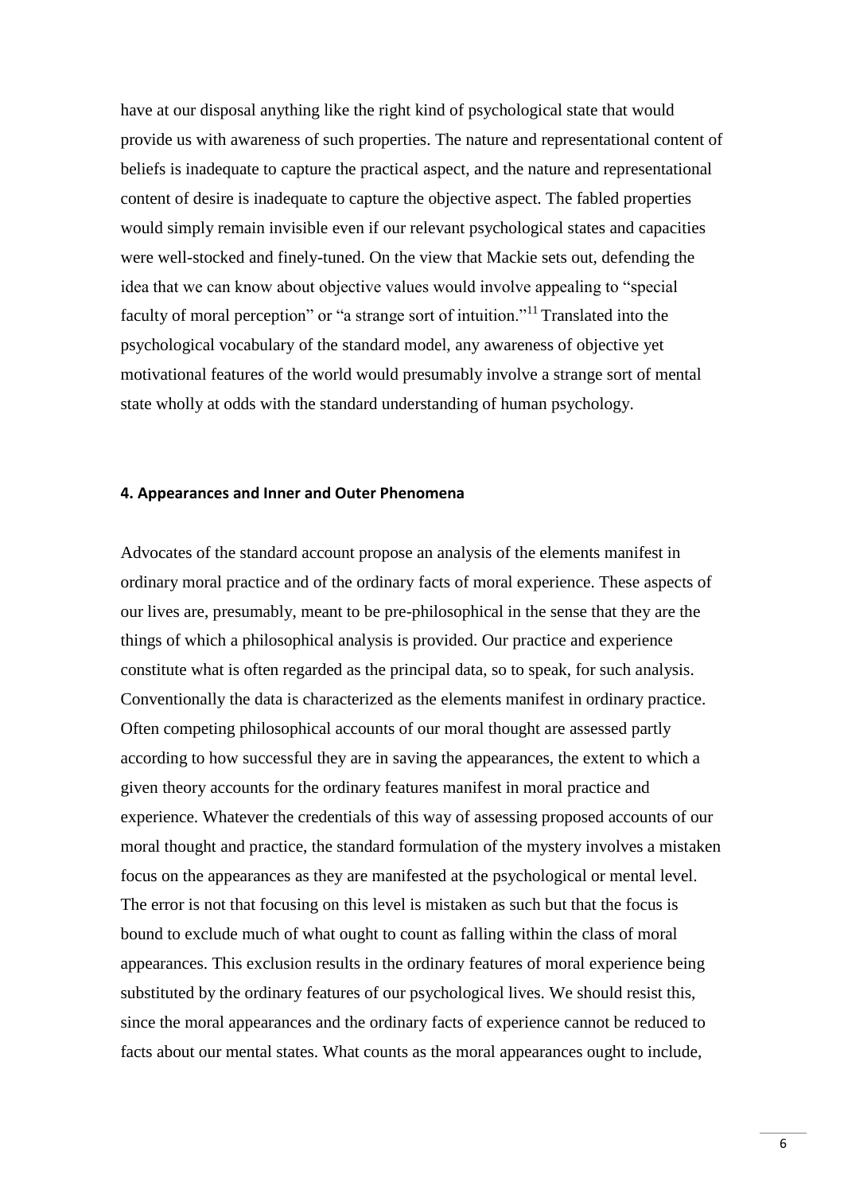have at our disposal anything like the right kind of psychological state that would provide us with awareness of such properties. The nature and representational content of beliefs is inadequate to capture the practical aspect, and the nature and representational content of desire is inadequate to capture the objective aspect. The fabled properties would simply remain invisible even if our relevant psychological states and capacities were well-stocked and finely-tuned. On the view that Mackie sets out, defending the idea that we can know about objective values would involve appealing to "special faculty of moral perception" or "a strange sort of intuition."[11] Translated into the psychological vocabulary of the standard model, any awareness of objective yet motivational features of the world would presumably involve a strange sort of mental state wholly at odds with the standard understanding of human psychology.

## 4. Appearances and Inner and Outer Phenomena

Advocates of the standard account propose an analysis of the elements manifest in ordinary moral practice and of the ordinary facts of moral experience. These aspects of our lives are, presumably, meant to be pre-philosophical in the sense that they are the things of which a philosophical analysis is provided. Our practice and experience constitute what is often regarded as the principal data, so to speak, for such analysis. Conventionally the data is characterized as the elements manifest in ordinary practice. Often competing philosophical accounts of our moral thought are assessed partly according to how successful they are in saving the appearances, the extent to which a given theory accounts for the ordinary features manifest in moral practice and experience. Whatever the credentials of this way of assessing proposed accounts of our moral thought and practice, the standard formulation of the mystery involves a mistaken focus on the appearances as they are manifested at the psychological or mental level. The error is not that focusing on this level is mistaken as such but that the focus is bound to exclude much of what ought to count as falling within the class of moral appearances. This exclusion results in the ordinary features of moral experience being substituted by the ordinary features of our psychological lives. We should resist this, since the moral appearances and the ordinary facts of experience cannot be reduced to facts about our mental states. What counts as the moral appearances ought to include,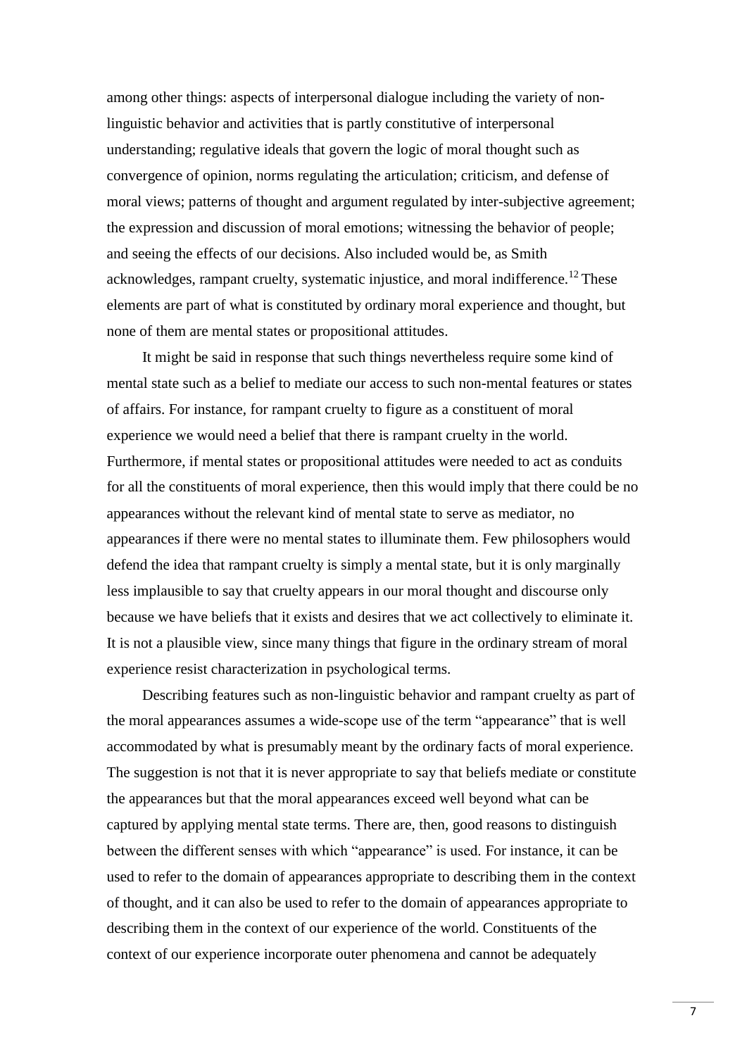among other things: aspects of interpersonal dialogue including the variety of non-linguistic behavior and activities that is partly constitutive of interpersonal understanding; regulative ideals that govern the logic of moral thought such as convergence of opinion, norms regulating the articulation; criticism, and defense of moral views; patterns of thought and argument regulated by inter-subjective agreement; the expression and discussion of moral emotions; witnessing the behavior of people; and seeing the effects of our decisions. Also included would be, as Smith acknowledges, rampant cruelty, systematic injustice, and moral indifference.[12] These elements are part of what is constituted by ordinary moral experience and thought, but none of them are mental states or propositional attitudes.

It might be said in response that such things nevertheless require some kind of mental state such as a belief to mediate our access to such non-mental features or states of affairs. For instance, for rampant cruelty to figure as a constituent of moral experience we would need a belief that there is rampant cruelty in the world. Furthermore, if mental states or propositional attitudes were needed to act as conduits for all the constituents of moral experience, then this would imply that there could be no appearances without the relevant kind of mental state to serve as mediator, no appearances if there were no mental states to illuminate them. Few philosophers would defend the idea that rampant cruelty is simply a mental state, but it is only marginally less implausible to say that cruelty appears in our moral thought and discourse only because we have beliefs that it exists and desires that we act collectively to eliminate it. It is not a plausible view, since many things that figure in the ordinary stream of moral experience resist characterization in psychological terms.

Describing features such as non-linguistic behavior and rampant cruelty as part of the moral appearances assumes a wide-scope use of the term "appearance" that is well accommodated by what is presumably meant by the ordinary facts of moral experience. The suggestion is not that it is never appropriate to say that beliefs mediate or constitute the appearances but that the moral appearances exceed well beyond what can be captured by applying mental state terms. There are, then, good reasons to distinguish between the different senses with which "appearance" is used. For instance, it can be used to refer to the domain of appearances appropriate to describing them in the context of thought, and it can also be used to refer to the domain of appearances appropriate to describing them in the context of our experience of the world. Constituents of the context of our experience incorporate outer phenomena and cannot be adequately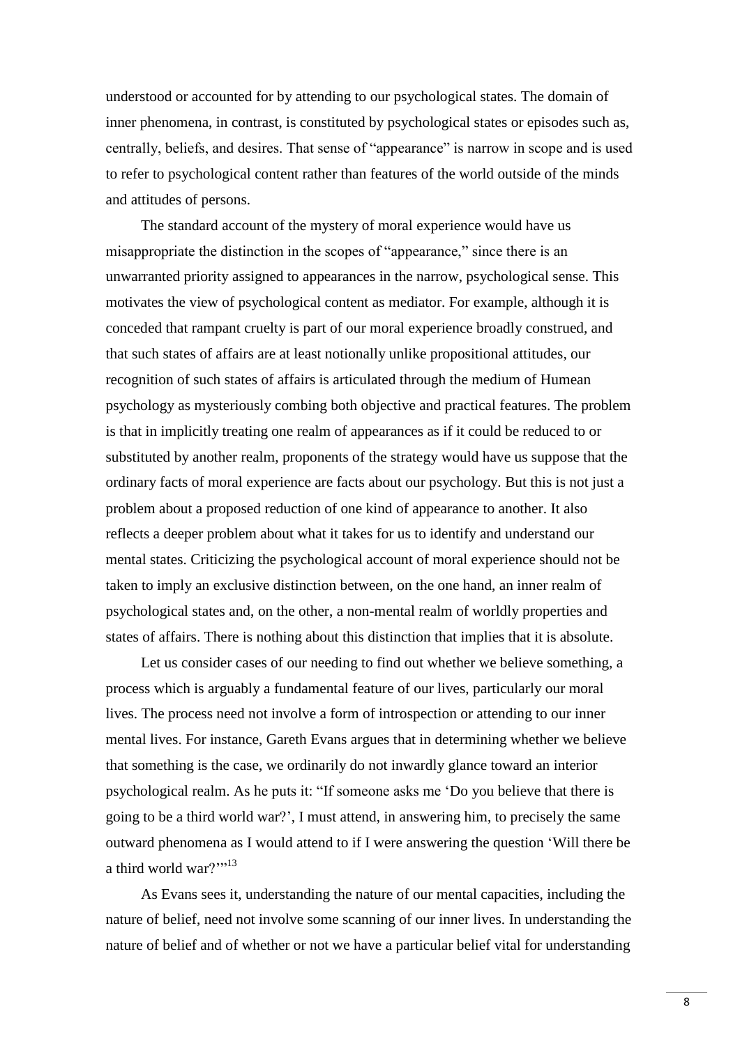understood or accounted for by attending to our psychological states. The domain of inner phenomena, in contrast, is constituted by psychological states or episodes such as, centrally, beliefs, and desires. That sense of "appearance" is narrow in scope and is used to refer to psychological content rather than features of the world outside of the minds and attitudes of persons.

The standard account of the mystery of moral experience would have us misappropriate the distinction in the scopes of "appearance," since there is an unwarranted priority assigned to appearances in the narrow, psychological sense. This motivates the view of psychological content as mediator. For example, although it is conceded that rampant cruelty is part of our moral experience broadly construed, and that such states of affairs are at least notionally unlike propositional attitudes, our recognition of such states of affairs is articulated through the medium of Humean psychology as mysteriously combing both objective and practical features. The problem is that in implicitly treating one realm of appearances as if it could be reduced to or substituted by another realm, proponents of the strategy would have us suppose that the ordinary facts of moral experience are facts about our psychology. But this is not just a problem about a proposed reduction of one kind of appearance to another. It also reflects a deeper problem about what it takes for us to identify and understand our mental states. Criticizing the psychological account of moral experience should not be taken to imply an exclusive distinction between, on the one hand, an inner realm of psychological states and, on the other, a non-mental realm of worldly properties and states of affairs. There is nothing about this distinction that implies that it is absolute.

Let us consider cases of our needing to find out whether we believe something, a process which is arguably a fundamental feature of our lives, particularly our moral lives. The process need not involve a form of introspection or attending to our inner mental lives. For instance, Gareth Evans argues that in determining whether we believe that something is the case, we ordinarily do not inwardly glance toward an interior psychological realm. As he puts it: "If someone asks me 'Do you believe that there is going to be a third world war?', I must attend, in answering him, to precisely the same outward phenomena as I would attend to if I were answering the question 'Will there be a third world war?'"[13]

As Evans sees it, understanding the nature of our mental capacities, including the nature of belief, need not involve some scanning of our inner lives. In understanding the nature of belief and of whether or not we have a particular belief vital for understanding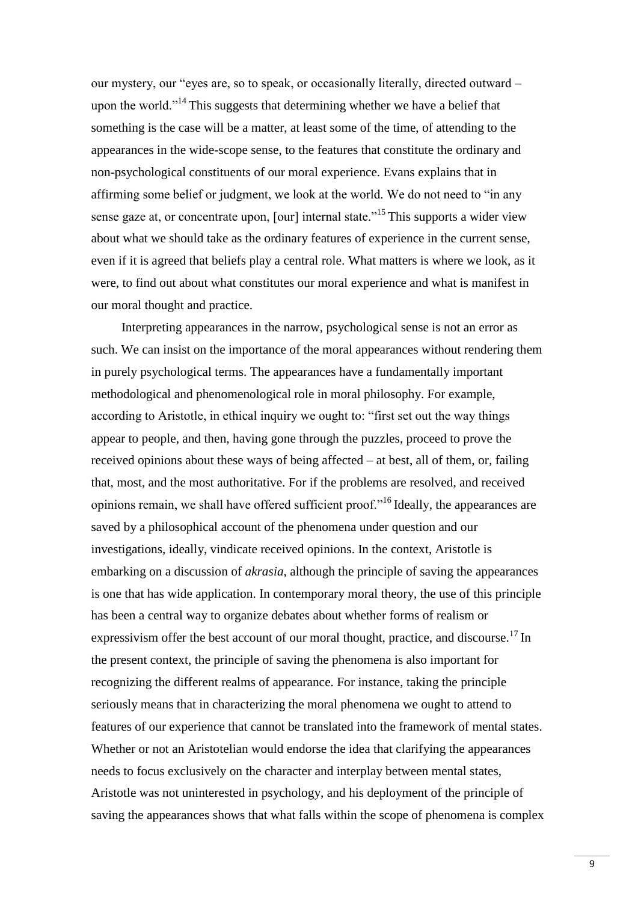our mystery, our "eyes are, so to speak, or occasionally literally, directed outward – upon the world."[14] This suggests that determining whether we have a belief that something is the case will be a matter, at least some of the time, of attending to the appearances in the wide-scope sense, to the features that constitute the ordinary and non-psychological constituents of our moral experience. Evans explains that in affirming some belief or judgment, we look at the world. We do not need to "in any sense gaze at, or concentrate upon, [our] internal state."[15] This supports a wider view about what we should take as the ordinary features of experience in the current sense, even if it is agreed that beliefs play a central role. What matters is where we look, as it were, to find out about what constitutes our moral experience and what is manifest in our moral thought and practice.

Interpreting appearances in the narrow, psychological sense is not an error as such. We can insist on the importance of the moral appearances without rendering them in purely psychological terms. The appearances have a fundamentally important methodological and phenomenological role in moral philosophy. For example, according to Aristotle, in ethical inquiry we ought to: "first set out the way things appear to people, and then, having gone through the puzzles, proceed to prove the received opinions about these ways of being affected – at best, all of them, or, failing that, most, and the most authoritative. For if the problems are resolved, and received opinions remain, we shall have offered sufficient proof."[16] Ideally, the appearances are saved by a philosophical account of the phenomena under question and our investigations, ideally, vindicate received opinions. In the context, Aristotle is embarking on a discussion of *akrasia*, although the principle of saving the appearances is one that has wide application. In contemporary moral theory, the use of this principle has been a central way to organize debates about whether forms of realism or expressivism offer the best account of our moral thought, practice, and discourse.[17] In the present context, the principle of saving the phenomena is also important for recognizing the different realms of appearance. For instance, taking the principle seriously means that in characterizing the moral phenomena we ought to attend to features of our experience that cannot be translated into the framework of mental states. Whether or not an Aristotelian would endorse the idea that clarifying the appearances needs to focus exclusively on the character and interplay between mental states, Aristotle was not uninterested in psychology, and his deployment of the principle of saving the appearances shows that what falls within the scope of phenomena is complex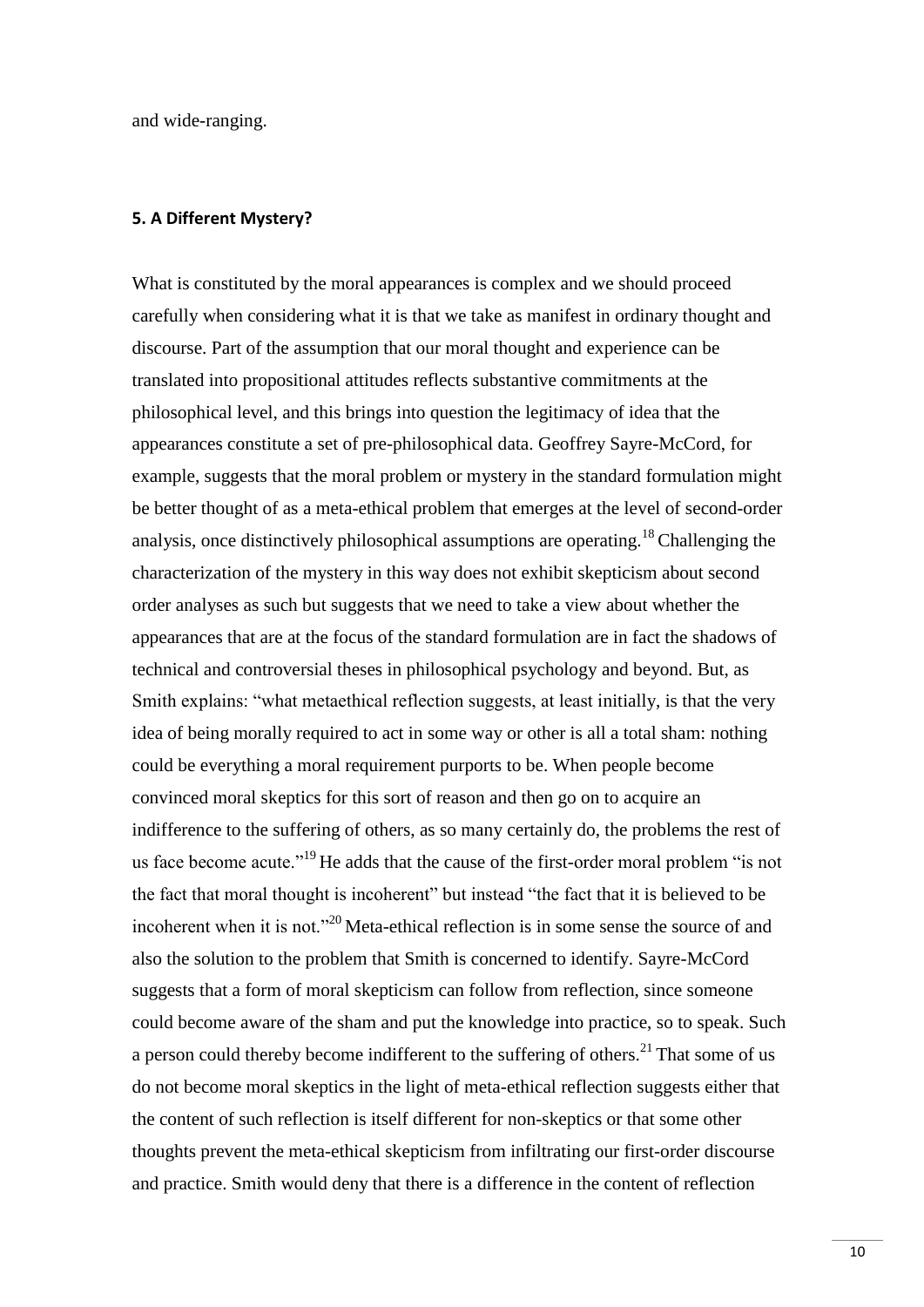and wide-ranging.

### 5. A Different Mystery?

What is constituted by the moral appearances is complex and we should proceed carefully when considering what it is that we take as manifest in ordinary thought and discourse. Part of the assumption that our moral thought and experience can be translated into propositional attitudes reflects substantive commitments at the philosophical level, and this brings into question the legitimacy of idea that the appearances constitute a set of pre-philosophical data. Geoffrey Sayre-McCord, for example, suggests that the moral problem or mystery in the standard formulation might be better thought of as a meta-ethical problem that emerges at the level of second-order analysis, once distinctively philosophical assumptions are operating.[18] Challenging the characterization of the mystery in this way does not exhibit skepticism about second order analyses as such but suggests that we need to take a view about whether the appearances that are at the focus of the standard formulation are in fact the shadows of technical and controversial theses in philosophical psychology and beyond. But, as Smith explains: "what metaethical reflection suggests, at least initially, is that the very idea of being morally required to act in some way or other is all a total sham: nothing could be everything a moral requirement purports to be. When people become convinced moral skeptics for this sort of reason and then go on to acquire an indifference to the suffering of others, as so many certainly do, the problems the rest of us face become acute."[19] He adds that the cause of the first-order moral problem "is not the fact that moral thought is incoherent" but instead "the fact that it is believed to be incoherent when it is not."[20] Meta-ethical reflection is in some sense the source of and also the solution to the problem that Smith is concerned to identify. Sayre-McCord suggests that a form of moral skepticism can follow from reflection, since someone could become aware of the sham and put the knowledge into practice, so to speak. Such a person could thereby become indifferent to the suffering of others.[21] That some of us do not become moral skeptics in the light of meta-ethical reflection suggests either that the content of such reflection is itself different for non-skeptics or that some other thoughts prevent the meta-ethical skepticism from infiltrating our first-order discourse and practice. Smith would deny that there is a difference in the content of reflection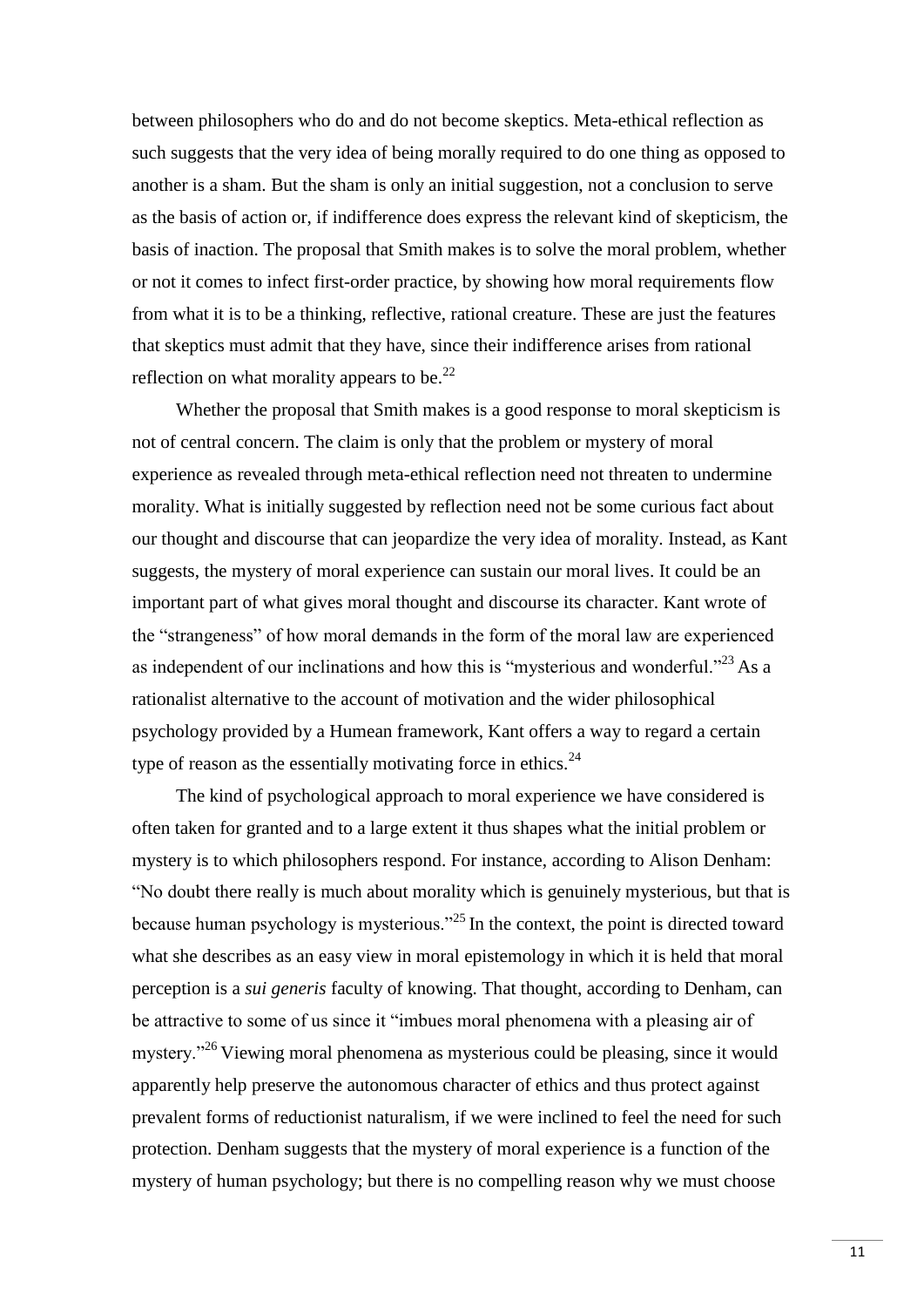between philosophers who do and do not become skeptics. Meta-ethical reflection as such suggests that the very idea of being morally required to do one thing as opposed to another is a sham. But the sham is only an initial suggestion, not a conclusion to serve as the basis of action or, if indifference does express the relevant kind of skepticism, the basis of inaction. The proposal that Smith makes is to solve the moral problem, whether or not it comes to infect first-order practice, by showing how moral requirements flow from what it is to be a thinking, reflective, rational creature. These are just the features that skeptics must admit that they have, since their indifference arises from rational reflection on what morality appears to be.[22]

Whether the proposal that Smith makes is a good response to moral skepticism is not of central concern. The claim is only that the problem or mystery of moral experience as revealed through meta-ethical reflection need not threaten to undermine morality. What is initially suggested by reflection need not be some curious fact about our thought and discourse that can jeopardize the very idea of morality. Instead, as Kant suggests, the mystery of moral experience can sustain our moral lives. It could be an important part of what gives moral thought and discourse its character. Kant wrote of the "strangeness" of how moral demands in the form of the moral law are experienced as independent of our inclinations and how this is "mysterious and wonderful."[23] As a rationalist alternative to the account of motivation and the wider philosophical psychology provided by a Humean framework, Kant offers a way to regard a certain type of reason as the essentially motivating force in ethics.[24]

The kind of psychological approach to moral experience we have considered is often taken for granted and to a large extent it thus shapes what the initial problem or mystery is to which philosophers respond. For instance, according to Alison Denham: "No doubt there really is much about morality which is genuinely mysterious, but that is because human psychology is mysterious."[25] In the context, the point is directed toward what she describes as an easy view in moral epistemology in which it is held that moral perception is a *sui generis* faculty of knowing. That thought, according to Denham, can be attractive to some of us since it "imbues moral phenomena with a pleasing air of mystery."[26] Viewing moral phenomena as mysterious could be pleasing, since it would apparently help preserve the autonomous character of ethics and thus protect against prevalent forms of reductionist naturalism, if we were inclined to feel the need for such protection. Denham suggests that the mystery of moral experience is a function of the mystery of human psychology; but there is no compelling reason why we must choose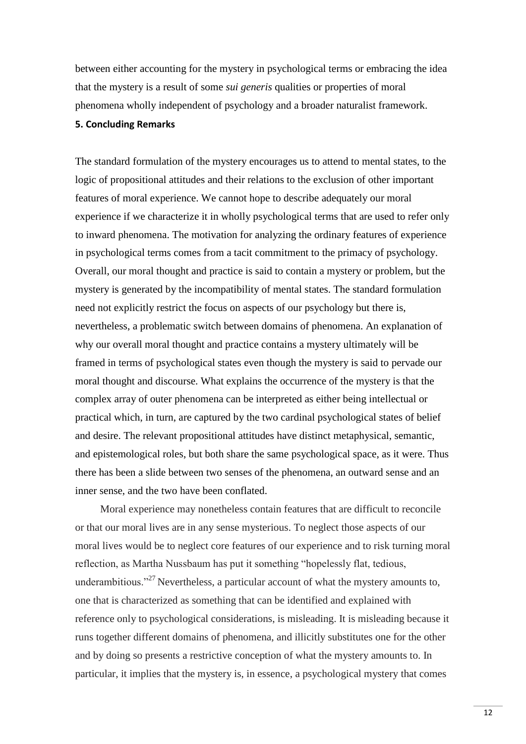between either accounting for the mystery in psychological terms or embracing the idea that the mystery is a result of some *sui generis* qualities or properties of moral phenomena wholly independent of psychology and a broader naturalist framework.

## 5. Concluding Remarks

The standard formulation of the mystery encourages us to attend to mental states, to the logic of propositional attitudes and their relations to the exclusion of other important features of moral experience. We cannot hope to describe adequately our moral experience if we characterize it in wholly psychological terms that are used to refer only to inward phenomena. The motivation for analyzing the ordinary features of experience in psychological terms comes from a tacit commitment to the primacy of psychology. Overall, our moral thought and practice is said to contain a mystery or problem, but the mystery is generated by the incompatibility of mental states. The standard formulation need not explicitly restrict the focus on aspects of our psychology but there is, nevertheless, a problematic switch between domains of phenomena. An explanation of why our overall moral thought and practice contains a mystery ultimately will be framed in terms of psychological states even though the mystery is said to pervade our moral thought and discourse. What explains the occurrence of the mystery is that the complex array of outer phenomena can be interpreted as either being intellectual or practical which, in turn, are captured by the two cardinal psychological states of belief and desire. The relevant propositional attitudes have distinct metaphysical, semantic, and epistemological roles, but both share the same psychological space, as it were. Thus there has been a slide between two senses of the phenomena, an outward sense and an inner sense, and the two have been conflated.

Moral experience may nonetheless contain features that are difficult to reconcile or that our moral lives are in any sense mysterious. To neglect those aspects of our moral lives would be to neglect core features of our experience and to risk turning moral reflection, as Martha Nussbaum has put it something "hopelessly flat, tedious, underambitious."[27] Nevertheless, a particular account of what the mystery amounts to, one that is characterized as something that can be identified and explained with reference only to psychological considerations, is misleading. It is misleading because it runs together different domains of phenomena, and illicitly substitutes one for the other and by doing so presents a restrictive conception of what the mystery amounts to. In particular, it implies that the mystery is, in essence, a psychological mystery that comes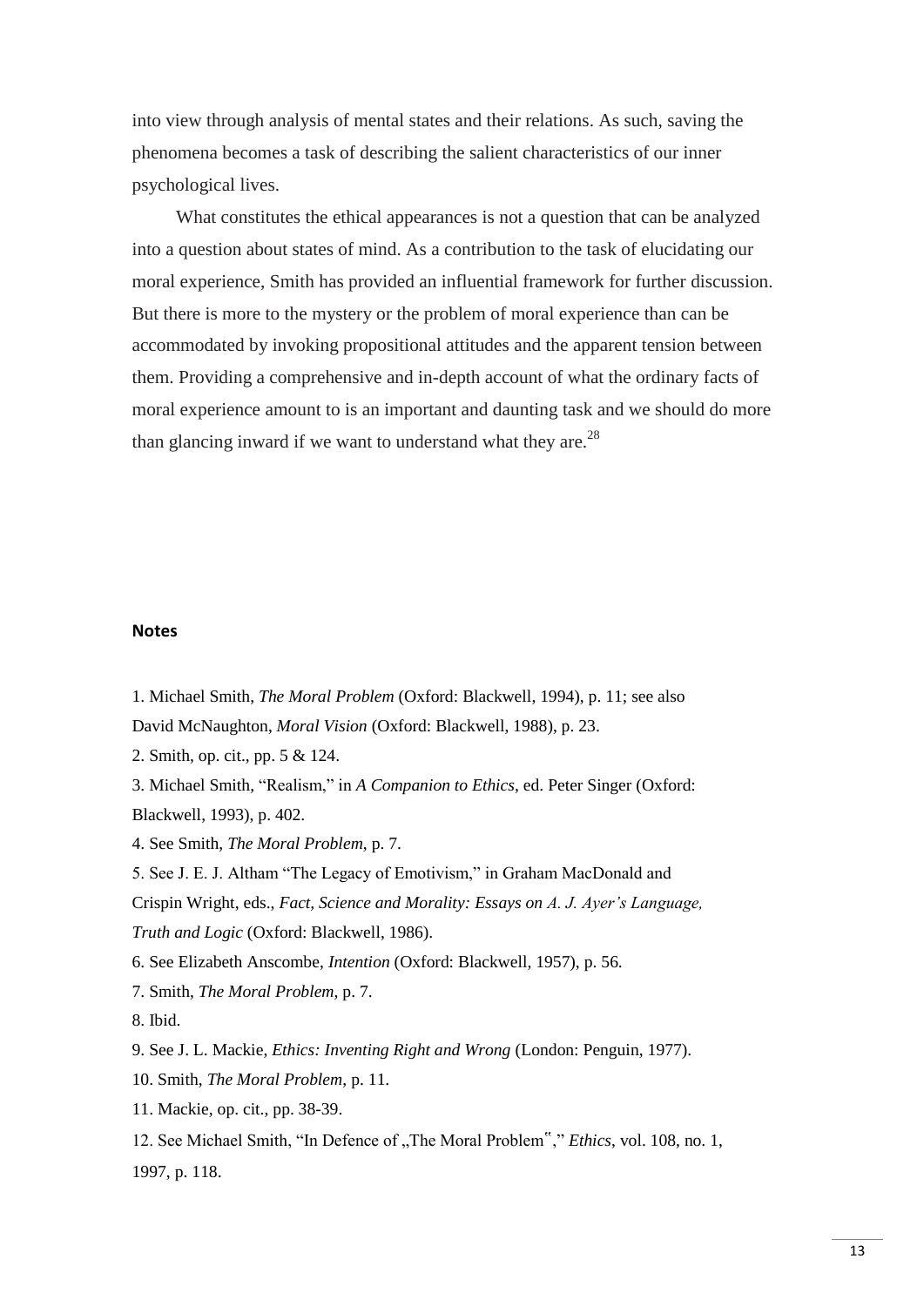into view through analysis of mental states and their relations. As such, saving the phenomena becomes a task of describing the salient characteristics of our inner psychological lives.

What constitutes the ethical appearances is not a question that can be analyzed into a question about states of mind. As a contribution to the task of elucidating our moral experience, Smith has provided an influential framework for further discussion. But there is more to the mystery or the problem of moral experience than can be accommodated by invoking propositional attitudes and the apparent tension between them. Providing a comprehensive and in-depth account of what the ordinary facts of moral experience amount to is an important and daunting task and we should do more than glancing inward if we want to understand what they are.[28]

**Notes**

1. Michael Smith, *The Moral Problem* (Oxford: Blackwell, 1994), p. 11; see also David McNaughton, *Moral Vision* (Oxford: Blackwell, 1988), p. 23.
2. Smith, op. cit., pp. 5 & 124.
3. Michael Smith, "Realism," in *A Companion to Ethics*, ed. Peter Singer (Oxford: Blackwell, 1993), p. 402.
4. See Smith, *The Moral Problem*, p. 7.
5. See J. E. J. Altham "The Legacy of Emotivism," in Graham MacDonald and Crispin Wright, eds., *Fact, Science and Morality: Essays on A. J. Ayer's Language, Truth and Logic* (Oxford: Blackwell, 1986).
6. See Elizabeth Anscombe, *Intention* (Oxford: Blackwell, 1957), p. 56.
7. Smith, *The Moral Problem*, p. 7.
8. Ibid.
9. See J. L. Mackie, *Ethics: Inventing Right and Wrong* (London: Penguin, 1977).
10. Smith, *The Moral Problem*, p. 11.
11. Mackie, op. cit., pp. 38-39.
12. See Michael Smith, "In Defence of „The Moral Problem"," *Ethics*, vol. 108, no. 1, 1997, p. 118.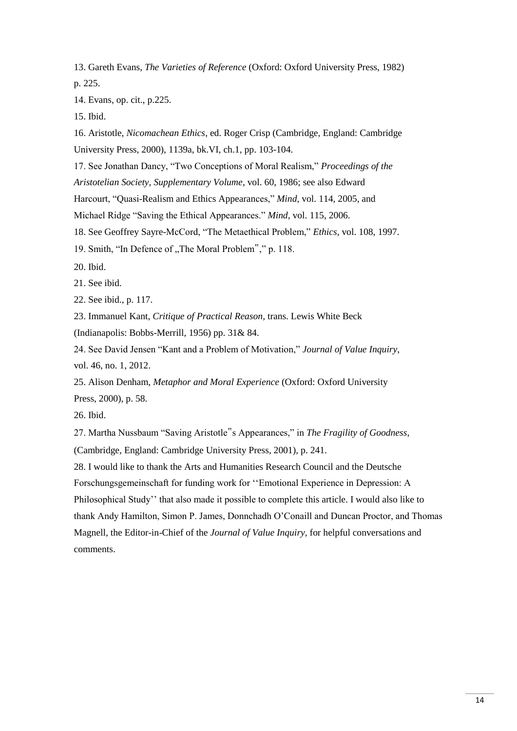13. Gareth Evans, *The Varieties of Reference* (Oxford: Oxford University Press, 1982) p. 225.

14. Evans, op. cit., p.225.

15. Ibid.

16. Aristotle, *Nicomachean Ethics*, ed. Roger Crisp (Cambridge, England: Cambridge University Press, 2000), 1139a, bk.VI, ch.1, pp. 103-104.

17. See Jonathan Dancy, "Two Conceptions of Moral Realism," *Proceedings of the Aristotelian Society, Supplementary Volume*, vol. 60, 1986; see also Edward Harcourt, "Quasi-Realism and Ethics Appearances," *Mind*, vol. 114, 2005, and Michael Ridge "Saving the Ethical Appearances." *Mind*, vol. 115, 2006.

18. See Geoffrey Sayre-McCord, "The Metaethical Problem," *Ethics*, vol. 108, 1997.

19. Smith, "In Defence of „The Moral Problem‟," p. 118.

20. Ibid.

21. See ibid.

22. See ibid., p. 117.

23. Immanuel Kant, *Critique of Practical Reason*, trans. Lewis White Beck (Indianapolis: Bobbs-Merrill, 1956) pp. 31& 84.

24. See David Jensen "Kant and a Problem of Motivation," *Journal of Value Inquiry*, vol. 46, no. 1, 2012.

25. Alison Denham, *Metaphor and Moral Experience* (Oxford: Oxford University Press, 2000), p. 58.

26. Ibid.

27. Martha Nussbaum "Saving Aristotle‟s Appearances," in *The Fragility of Goodness*, (Cambridge, England: Cambridge University Press, 2001), p. 241.

28. I would like to thank the Arts and Humanities Research Council and the Deutsche Forschungsgemeinschaft for funding work for ''Emotional Experience in Depression: A Philosophical Study'' that also made it possible to complete this article. I would also like to thank Andy Hamilton, Simon P. James, Donnchadh O'Conaill and Duncan Proctor, and Thomas Magnell, the Editor-in-Chief of the *Journal of Value Inquiry*, for helpful conversations and comments.